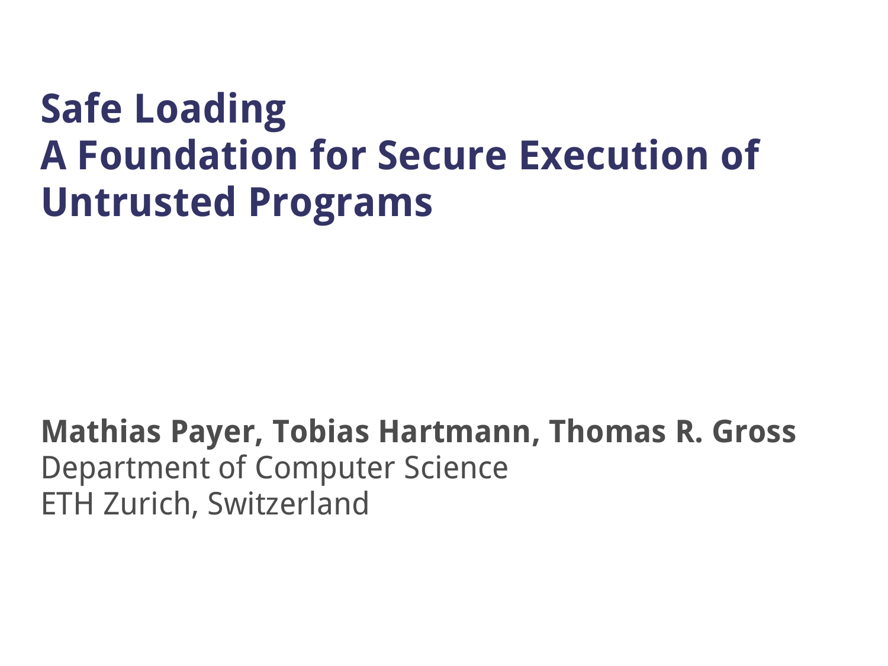# Safe Loading
# A Foundation for Secure Execution of Untrusted Programs

**Mathias Payer, Tobias Hartmann, Thomas R. Gross**
Department of Computer Science
ETH Zurich, Switzerland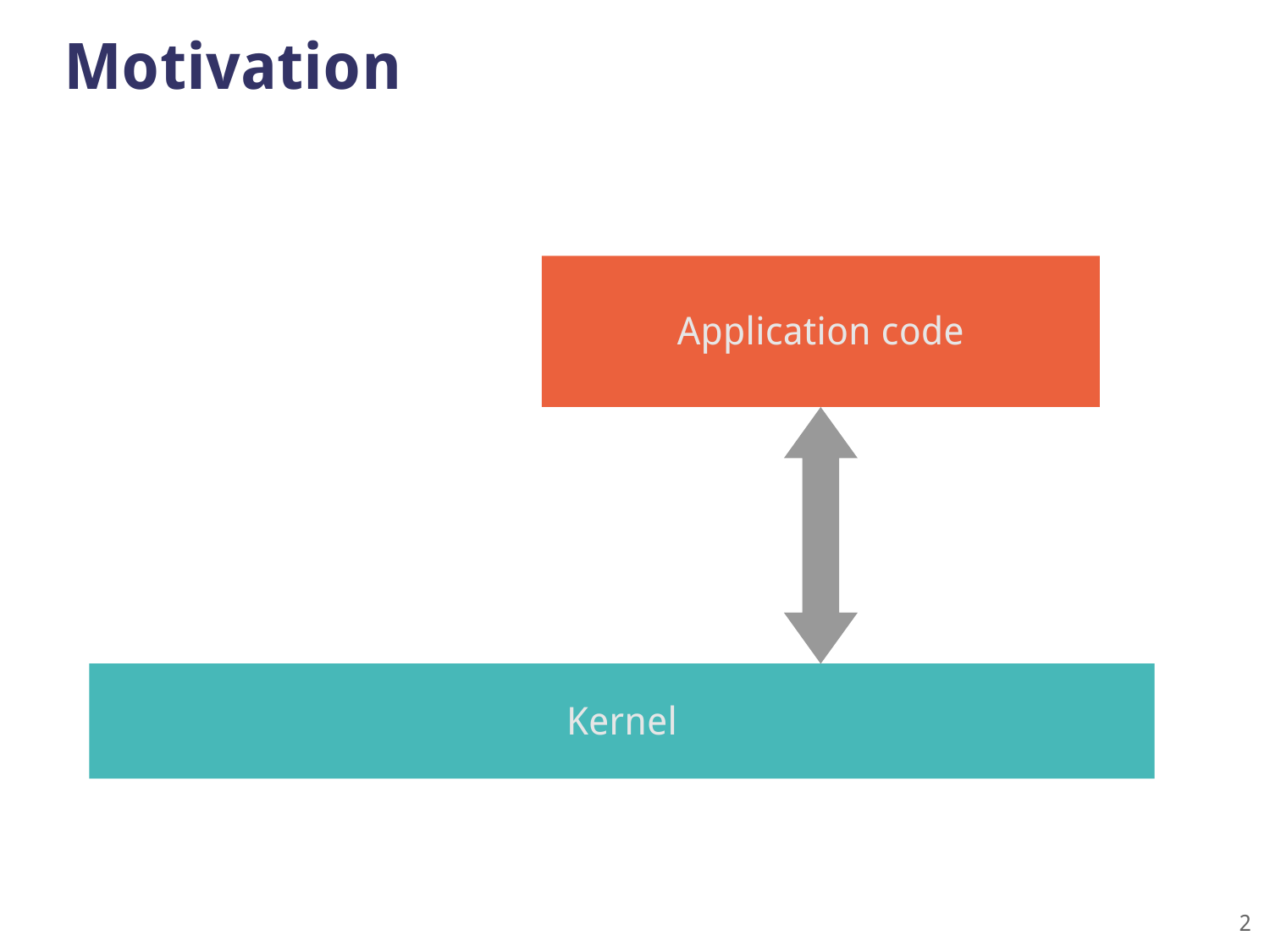# Motivation

Application code

Kernel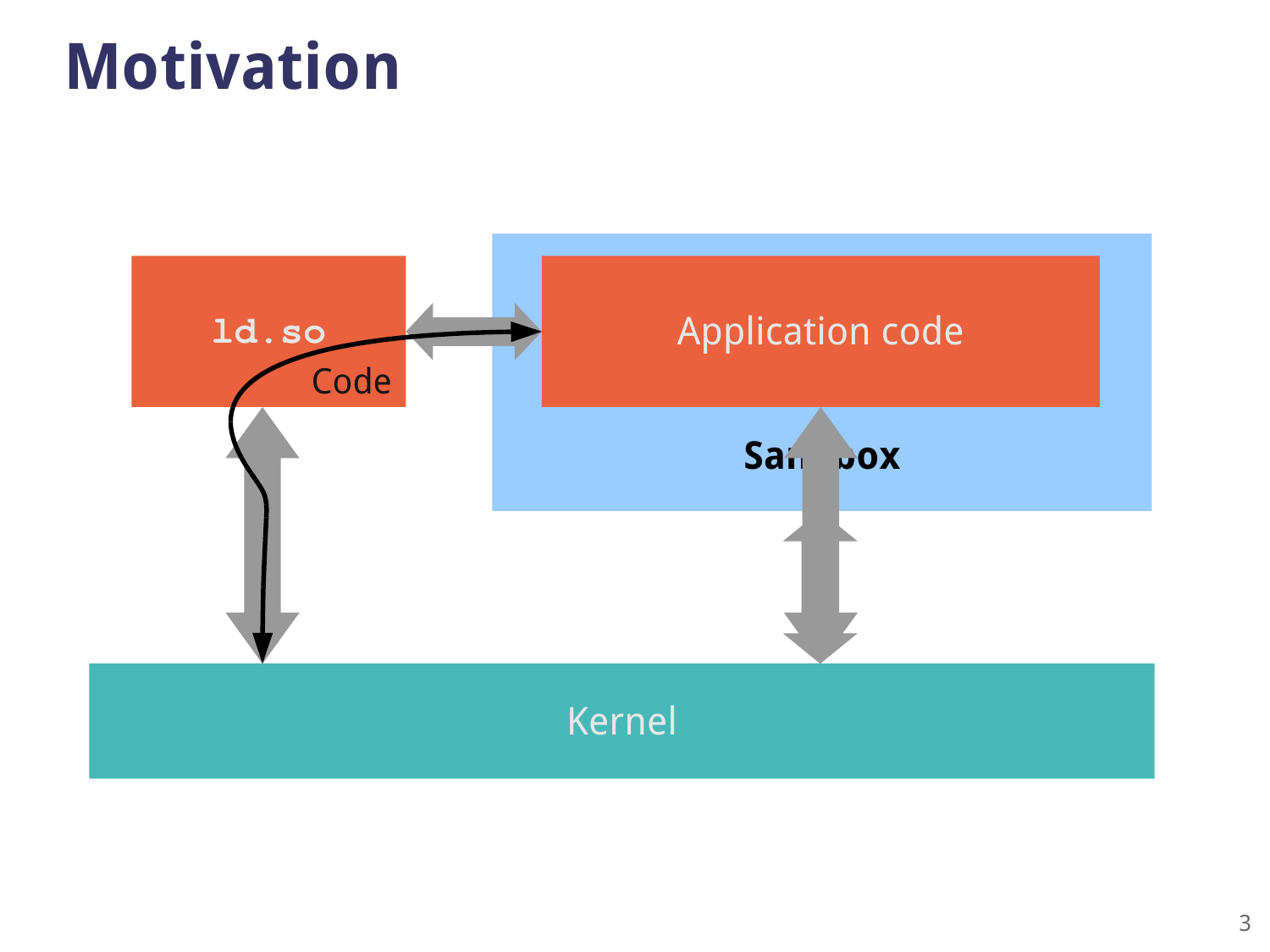# Motivation

ld.so

Code

Application code

Sandbox

Kernel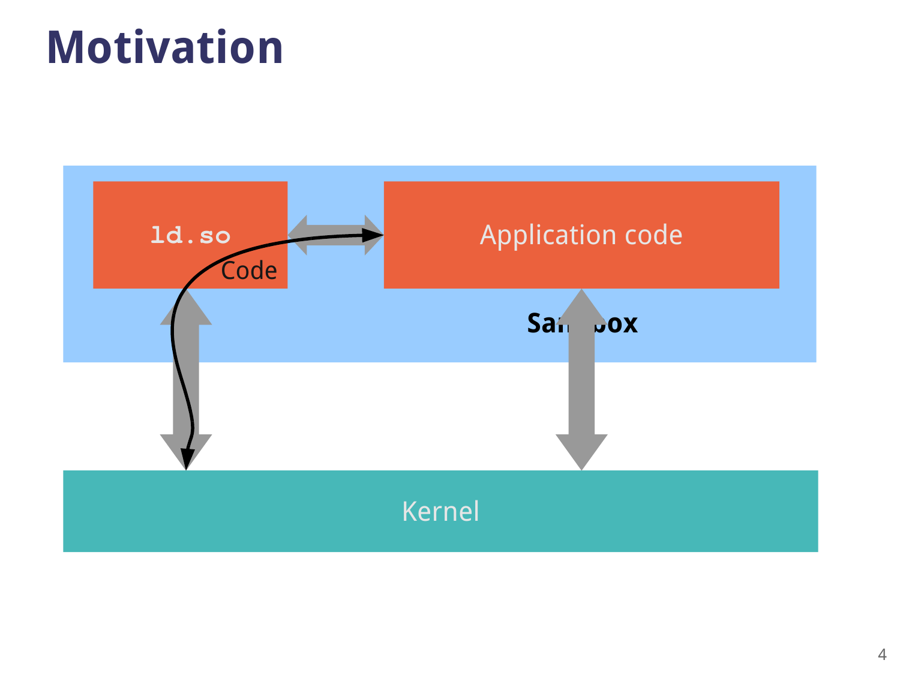# Motivation

ld.so

Code

Application code

Sandbox

Kernel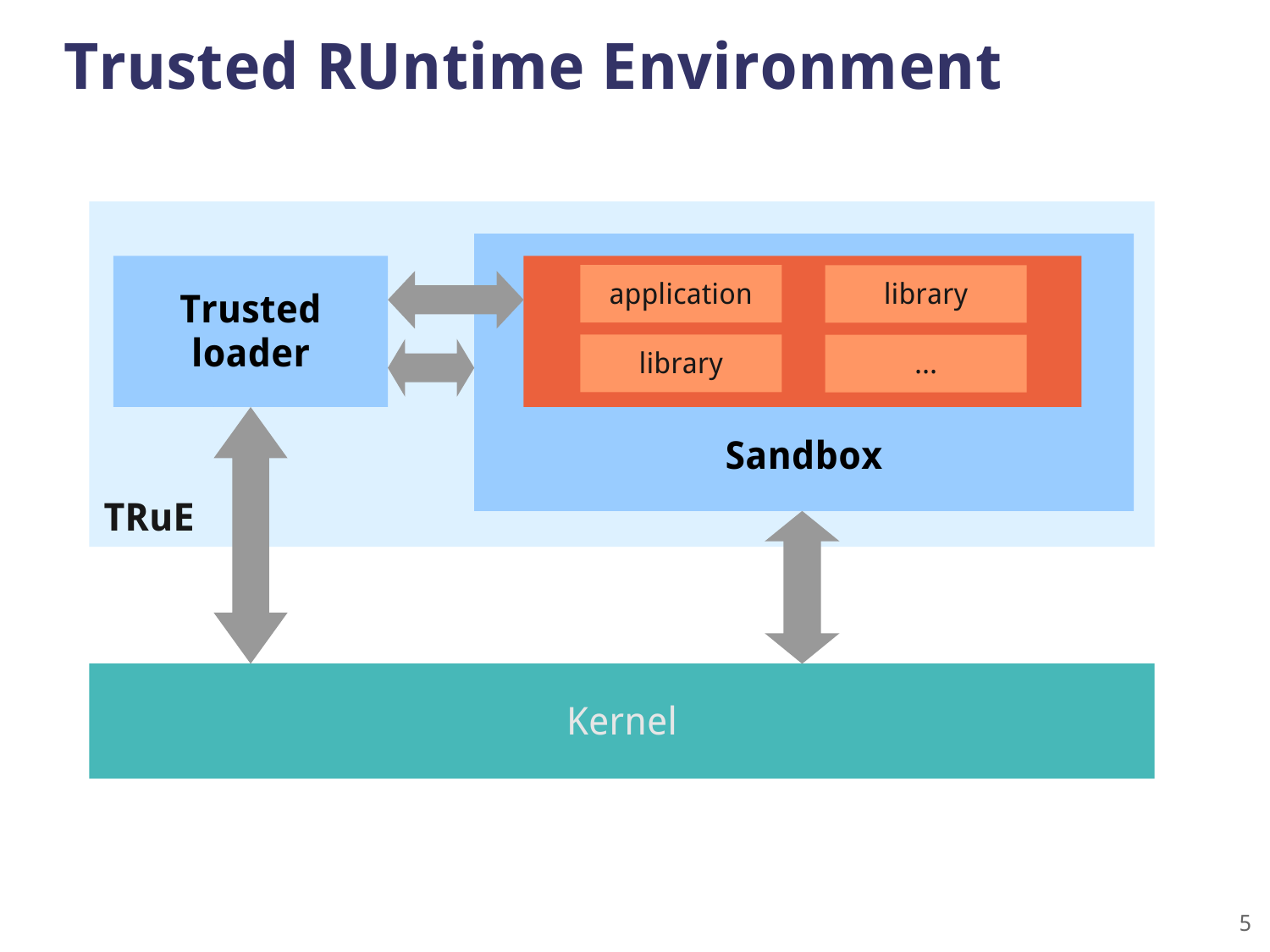# Trusted RUntime Environment

Trusted loader

application

library

library

...

Sandbox

TRuE

Kernel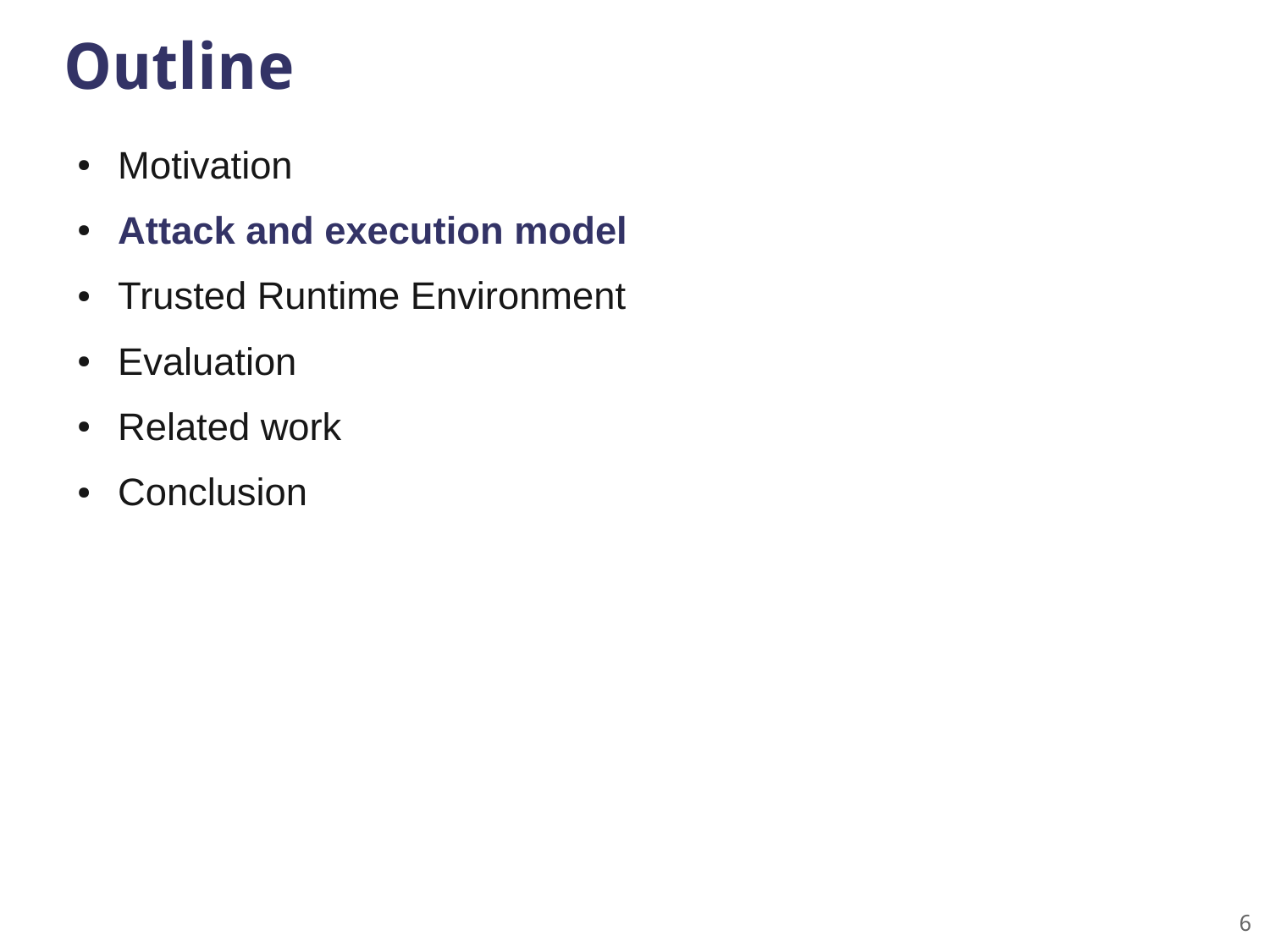# Outline

- Motivation
- **Attack and execution model**
- Trusted Runtime Environment
- Evaluation
- Related work
- Conclusion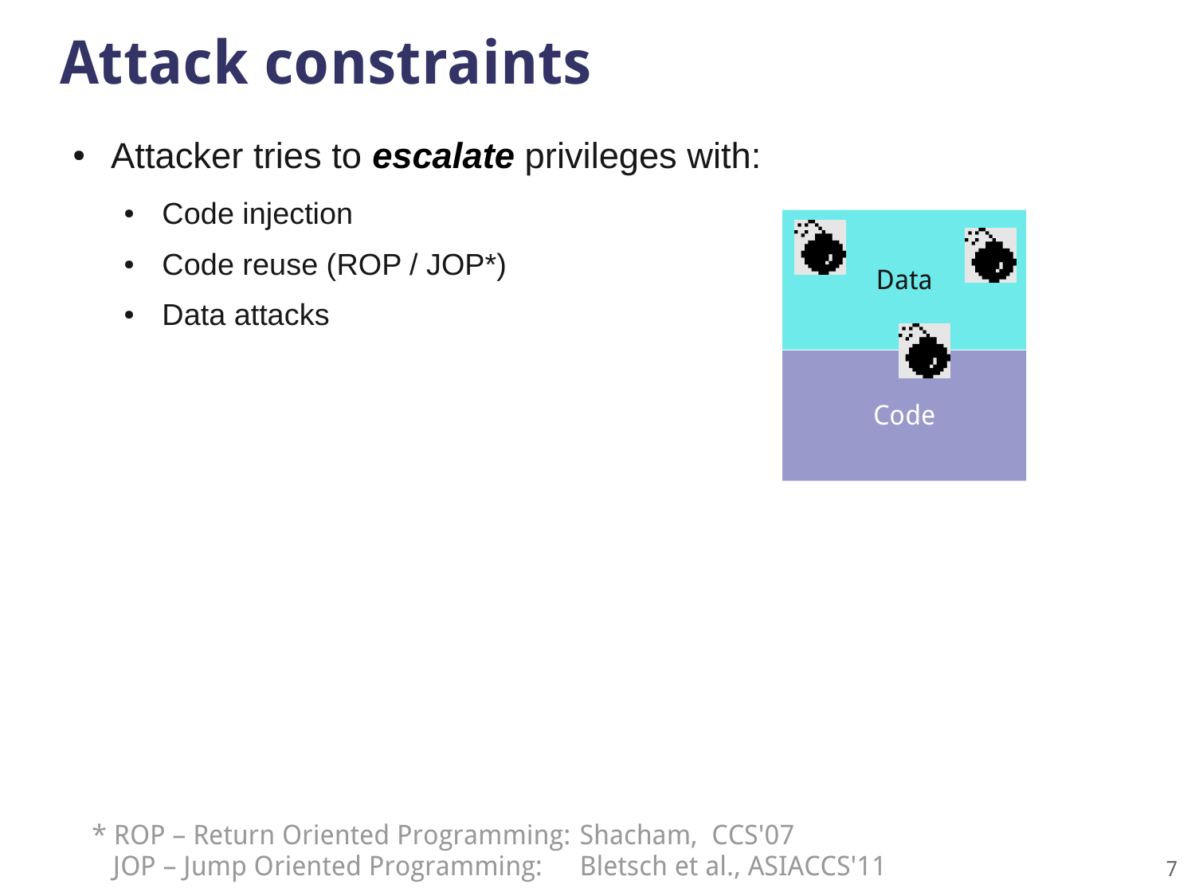# Attack constraints

- Attacker tries to ***escalate*** privileges with:
  - Code injection
  - Code reuse (ROP / JOP*)
  - Data attacks

Data

Code

\* ROP – Return Oriented Programming: Shacham, CCS'07
  JOP – Jump Oriented Programming: Bletsch et al., ASIACCS'11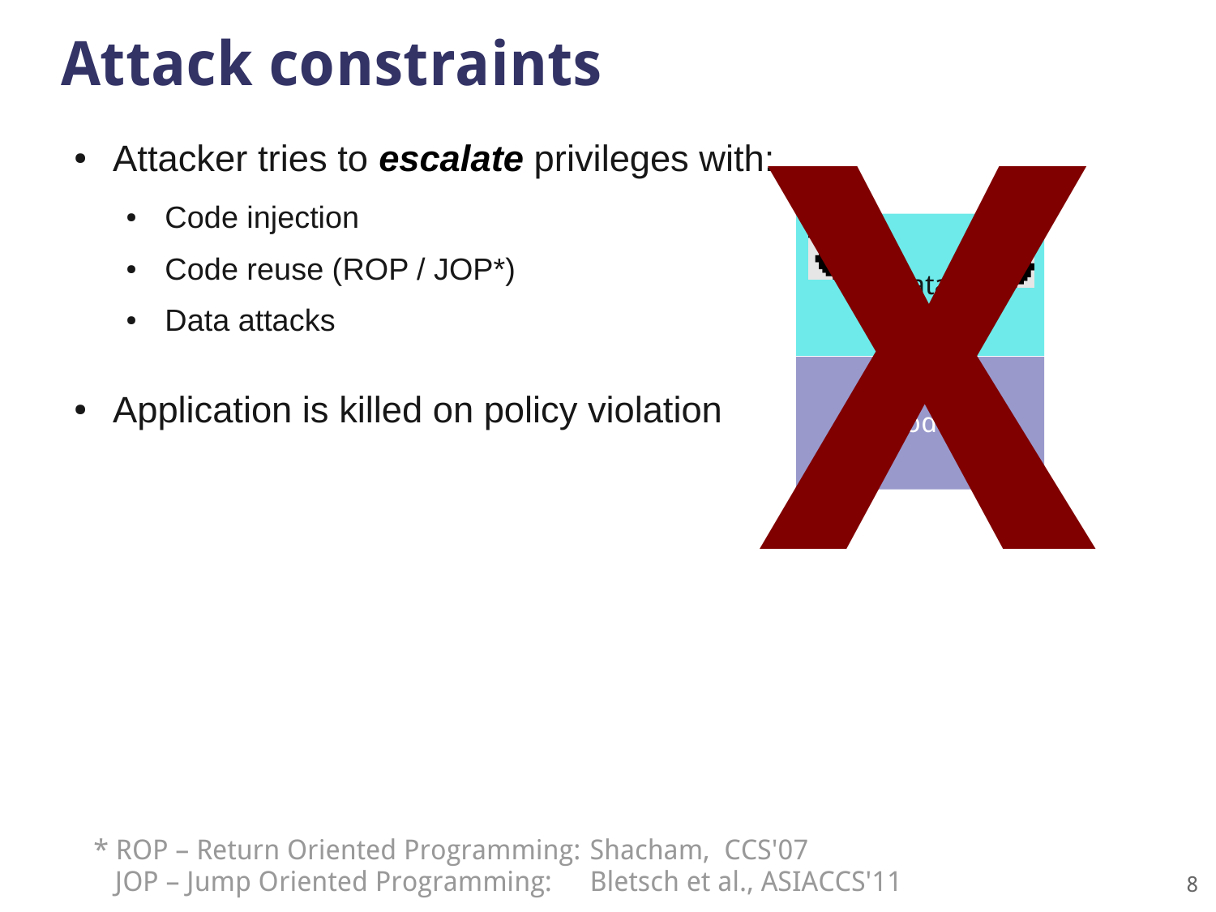# Attack constraints

- Attacker tries to ***escalate*** privileges with:
  - Code injection
  - Code reuse (ROP / JOP*)
  - Data attacks
- Application is killed on policy violation

\* ROP – Return Oriented Programming: Shacham, CCS'07
JOP – Jump Oriented Programming: Bletsch et al., ASIACCS'11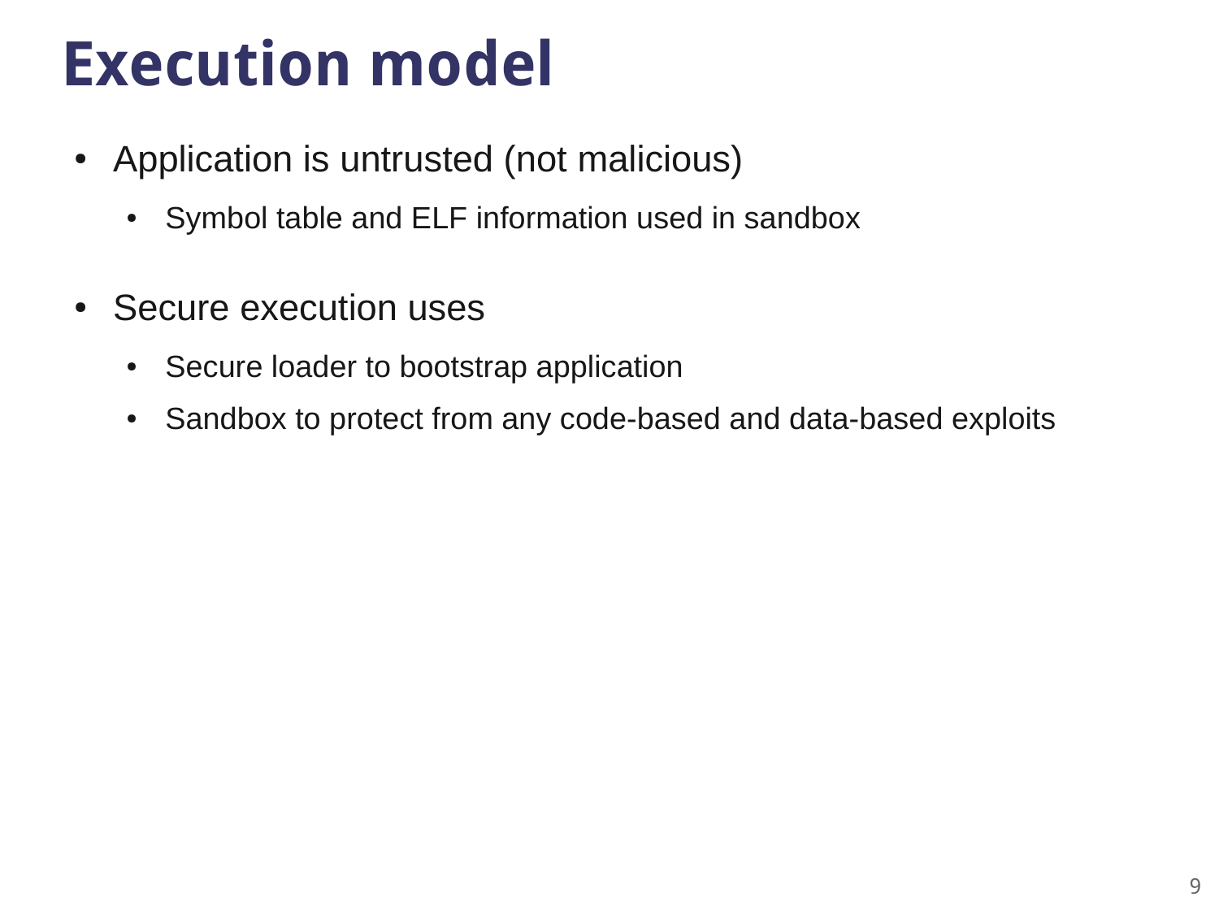# Execution model

- Application is untrusted (not malicious)
  - Symbol table and ELF information used in sandbox
- Secure execution uses
  - Secure loader to bootstrap application
  - Sandbox to protect from any code-based and data-based exploits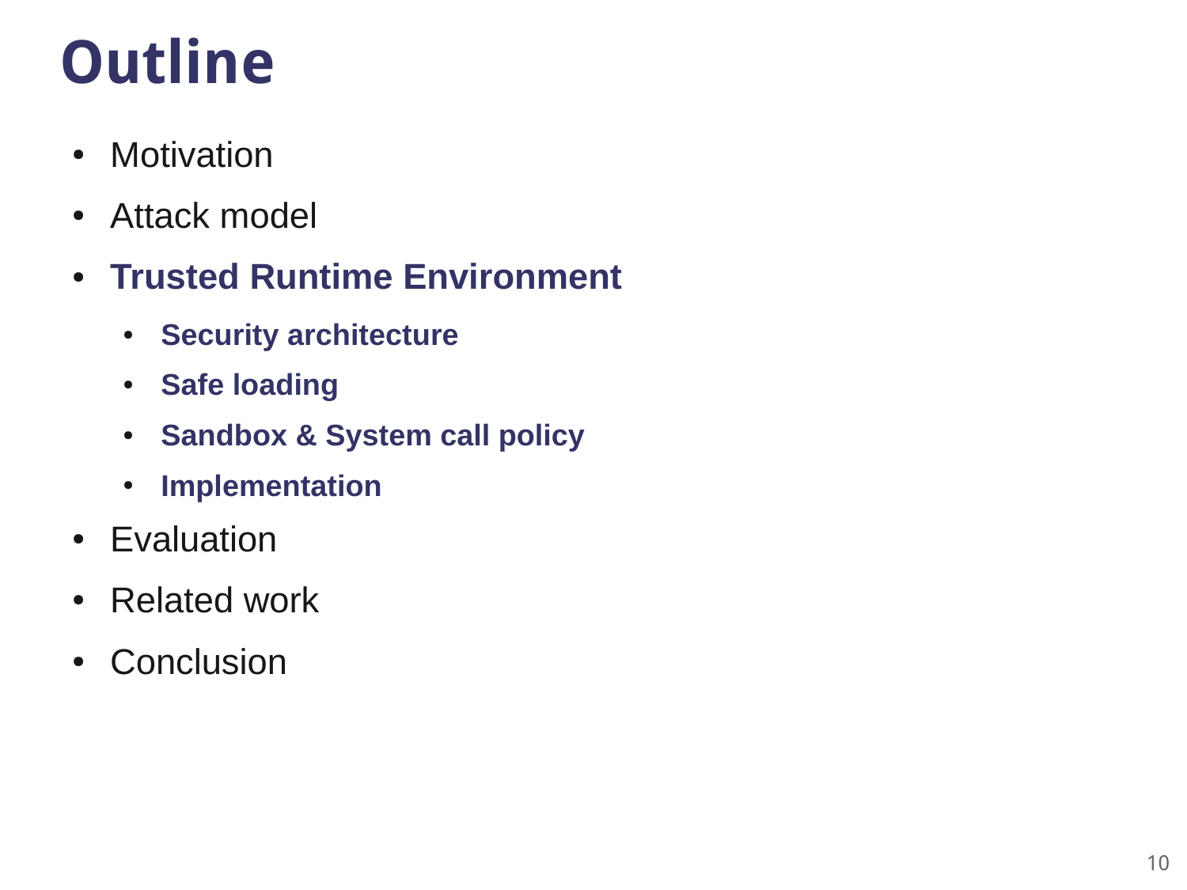# Outline

- Motivation
- Attack model
- **Trusted Runtime Environment**
  - **Security architecture**
  - **Safe loading**
  - **Sandbox & System call policy**
  - **Implementation**
- Evaluation
- Related work
- Conclusion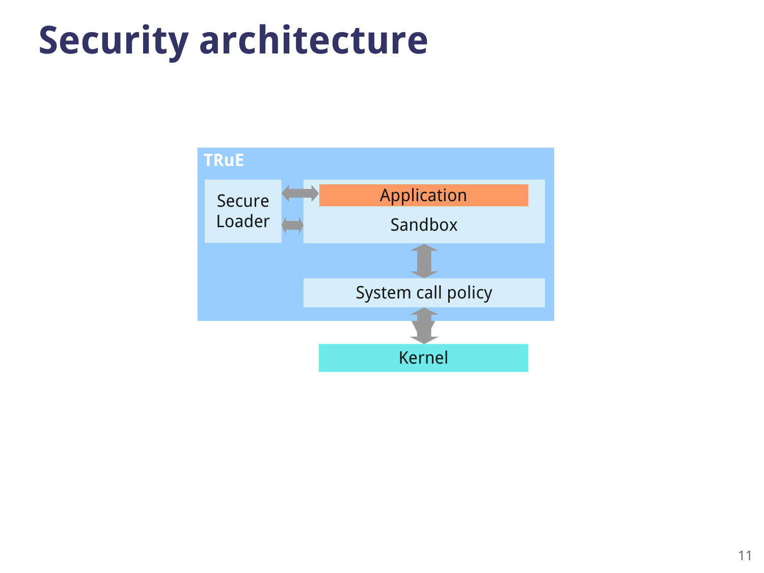# Security architecture

TRuE

Secure Loader

Application

Sandbox

System call policy

Kernel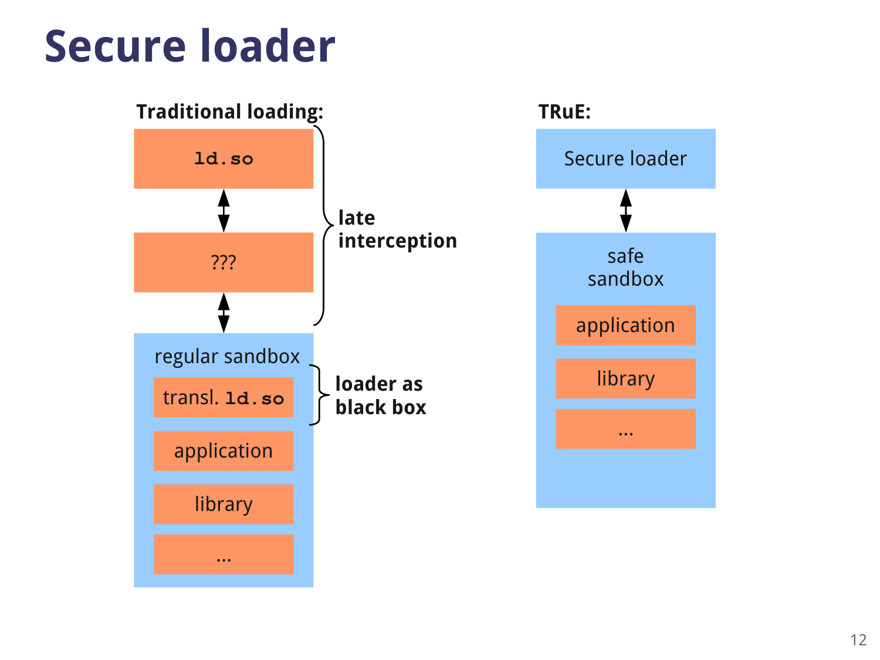# Secure loader

**Traditional loading:**

`ld.so`

↕

???

↕

regular sandbox

- transl. `ld.so`
- application
- library
- ...

**late interception** (spanning `ld.so` → ??? → regular sandbox)

**loader as black box** (transl. `ld.so`)

**TRuE:**

Secure loader

↕

safe sandbox

- application
- library
- ...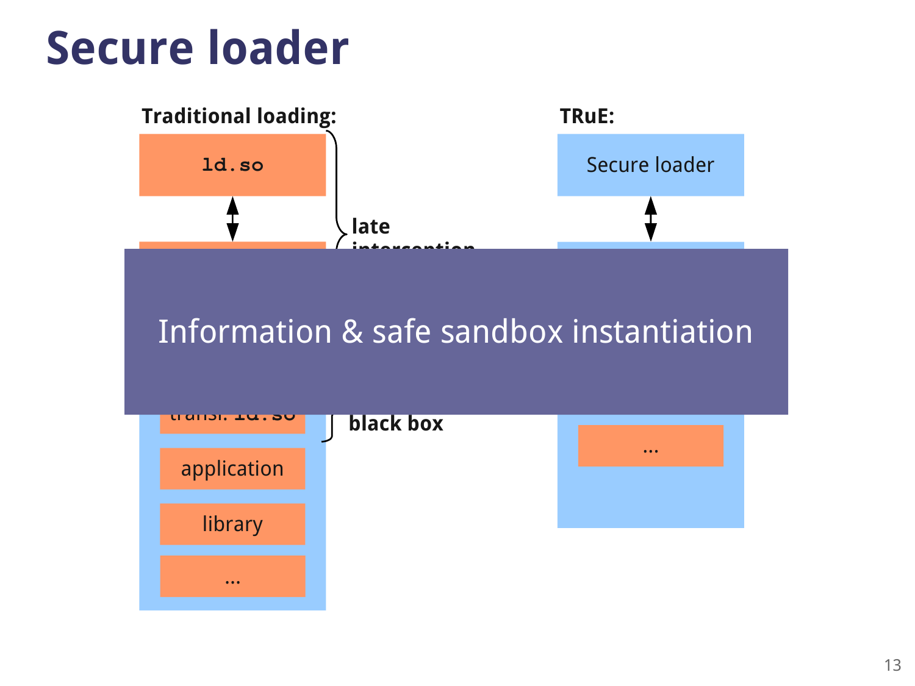# Secure loader

**Traditional loading:**

`ld.so`

**late interception**

transl. `ld.so`

**black box**

application

library

...

**TRuE:**

Secure loader

...

Information & safe sandbox instantiation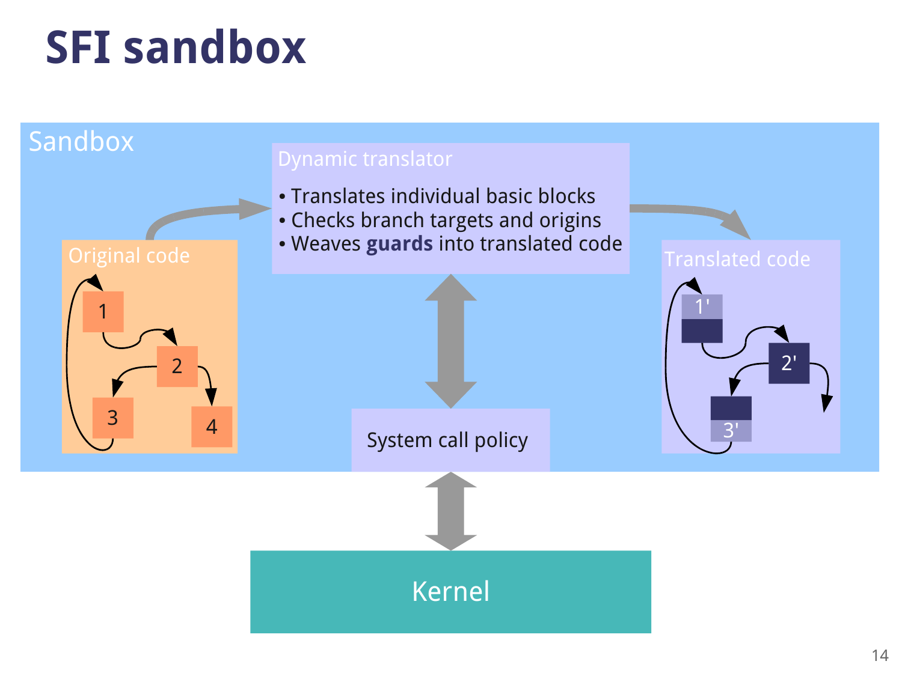# SFI sandbox

Sandbox

Dynamic translator

- Translates individual basic blocks
- Checks branch targets and origins
- Weaves **guards** into translated code

Original code

1 2 3 4

Translated code

1' 2' 3'

System call policy

Kernel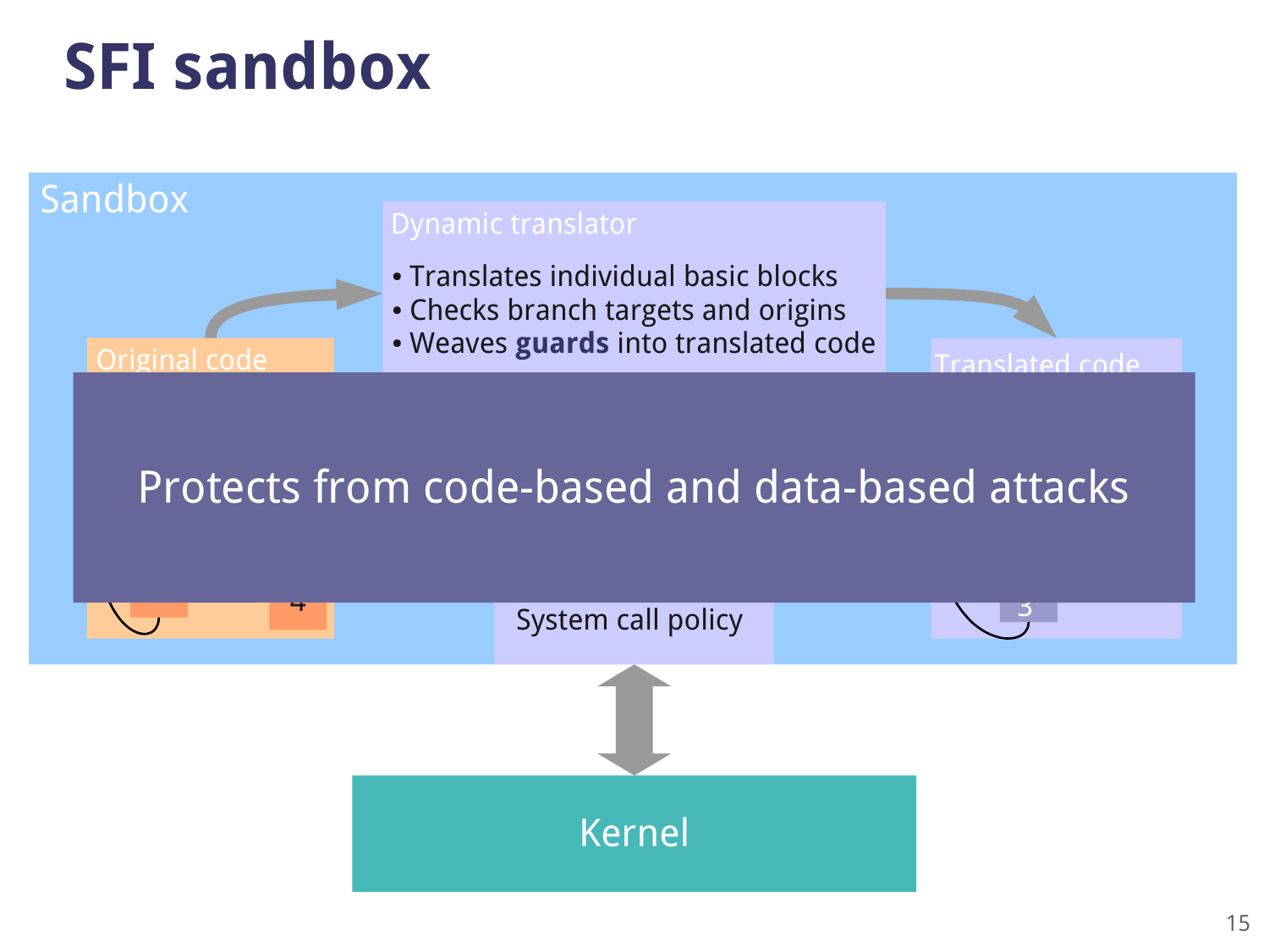# SFI sandbox

Sandbox

Dynamic translator

- Translates individual basic blocks
- Checks branch targets and origins
- Weaves **guards** into translated code

Original code

Translated code

Protects from code-based and data-based attacks

System call policy

Kernel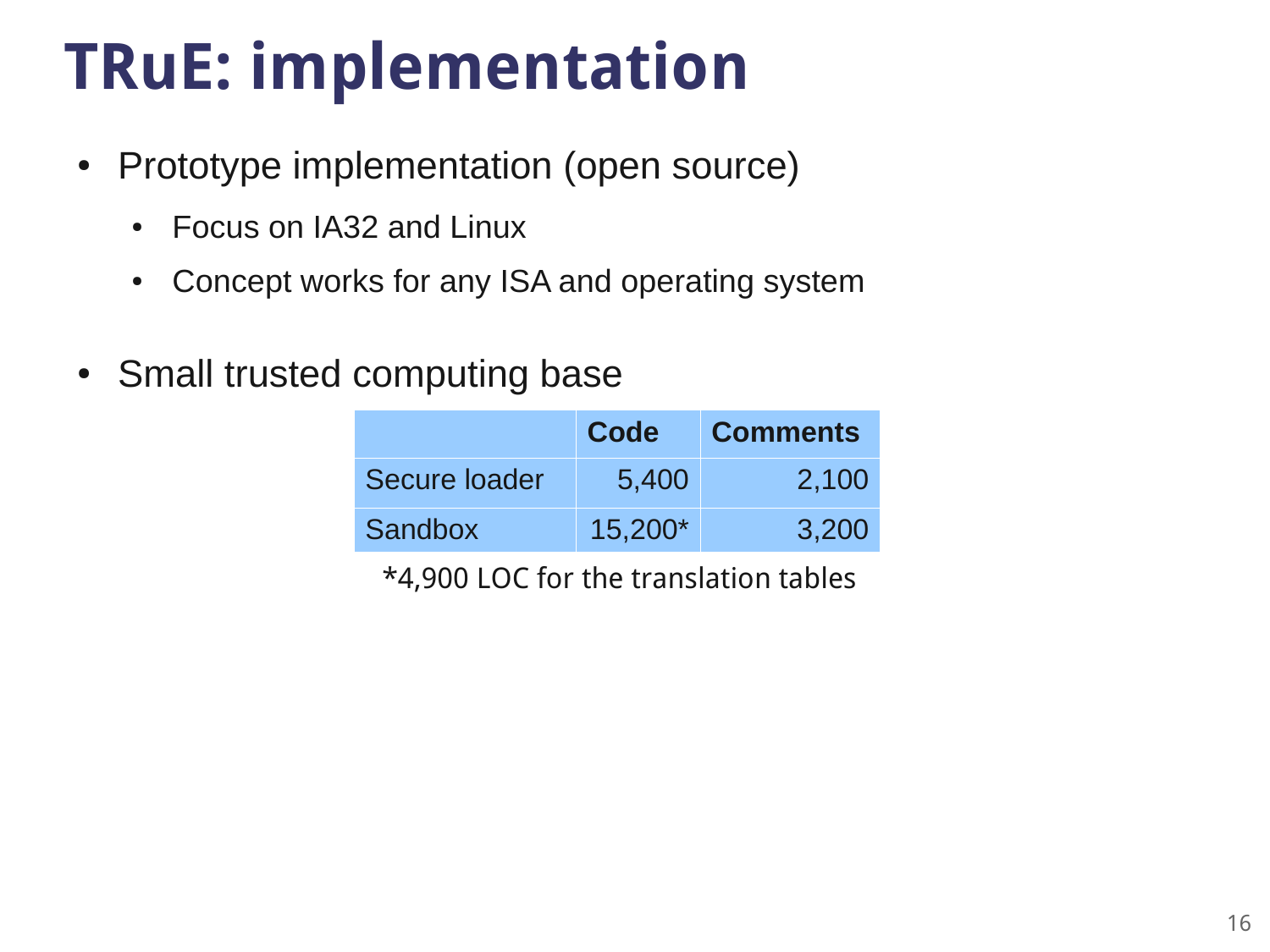# TRuE: implementation

- Prototype implementation (open source)
  - Focus on IA32 and Linux
  - Concept works for any ISA and operating system
- Small trusted computing base

| | Code | Comments |
|---|---:|---:|
| Secure loader | 5,400 | 2,100 |
| Sandbox | 15,200* | 3,200 |

*4,900 LOC for the translation tables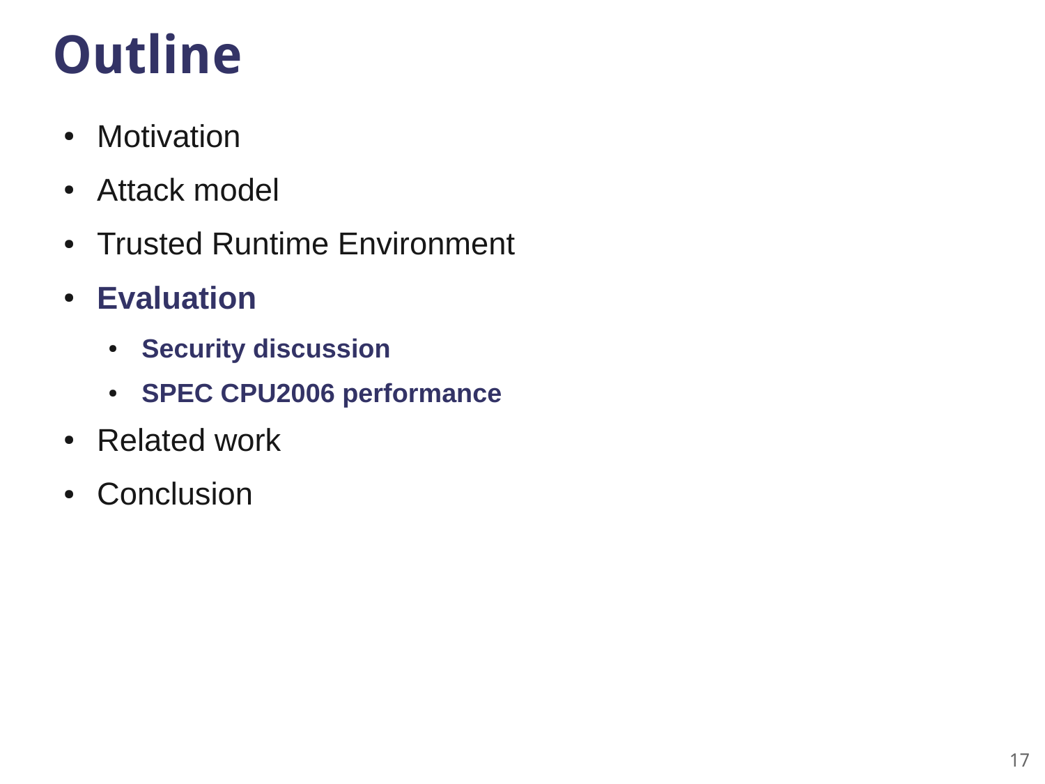# Outline

- Motivation
- Attack model
- Trusted Runtime Environment
- **Evaluation**
  - **Security discussion**
  - **SPEC CPU2006 performance**
- Related work
- Conclusion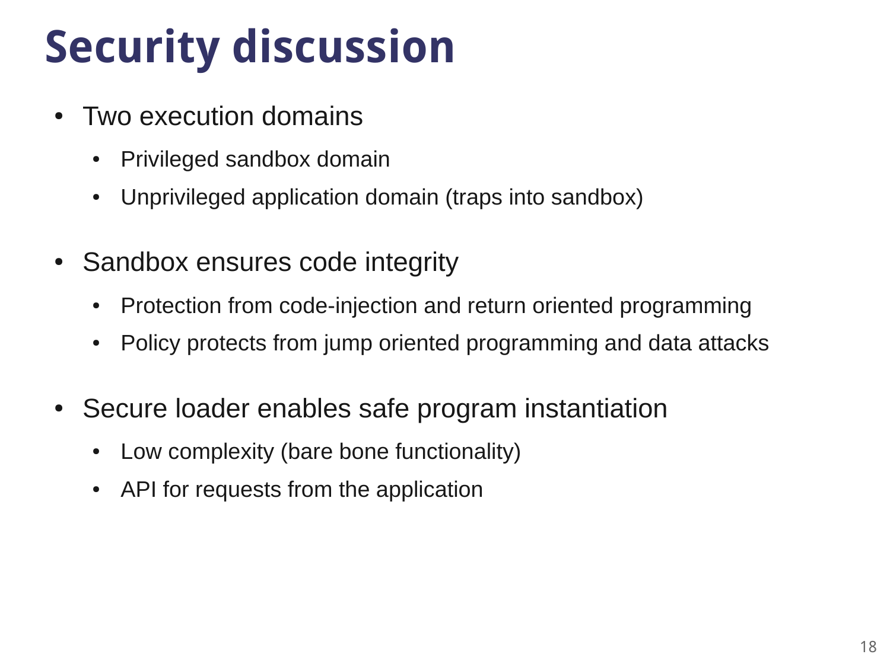# Security discussion

- Two execution domains
  - Privileged sandbox domain
  - Unprivileged application domain (traps into sandbox)
- Sandbox ensures code integrity
  - Protection from code-injection and return oriented programming
  - Policy protects from jump oriented programming and data attacks
- Secure loader enables safe program instantiation
  - Low complexity (bare bone functionality)
  - API for requests from the application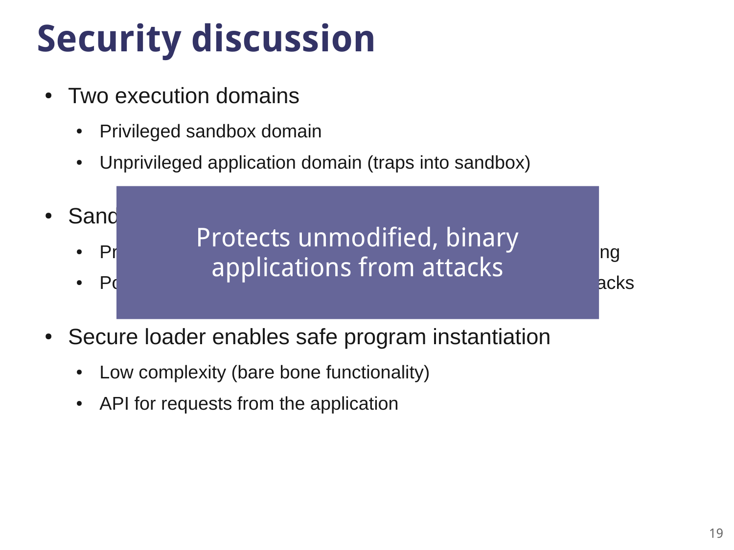# Security discussion

- Two execution domains
  - Privileged sandbox domain
  - Unprivileged application domain (traps into sandbox)
- Sand
  - Pr ng
  - Po acks

Protects unmodified, binary applications from attacks

- Secure loader enables safe program instantiation
  - Low complexity (bare bone functionality)
  - API for requests from the application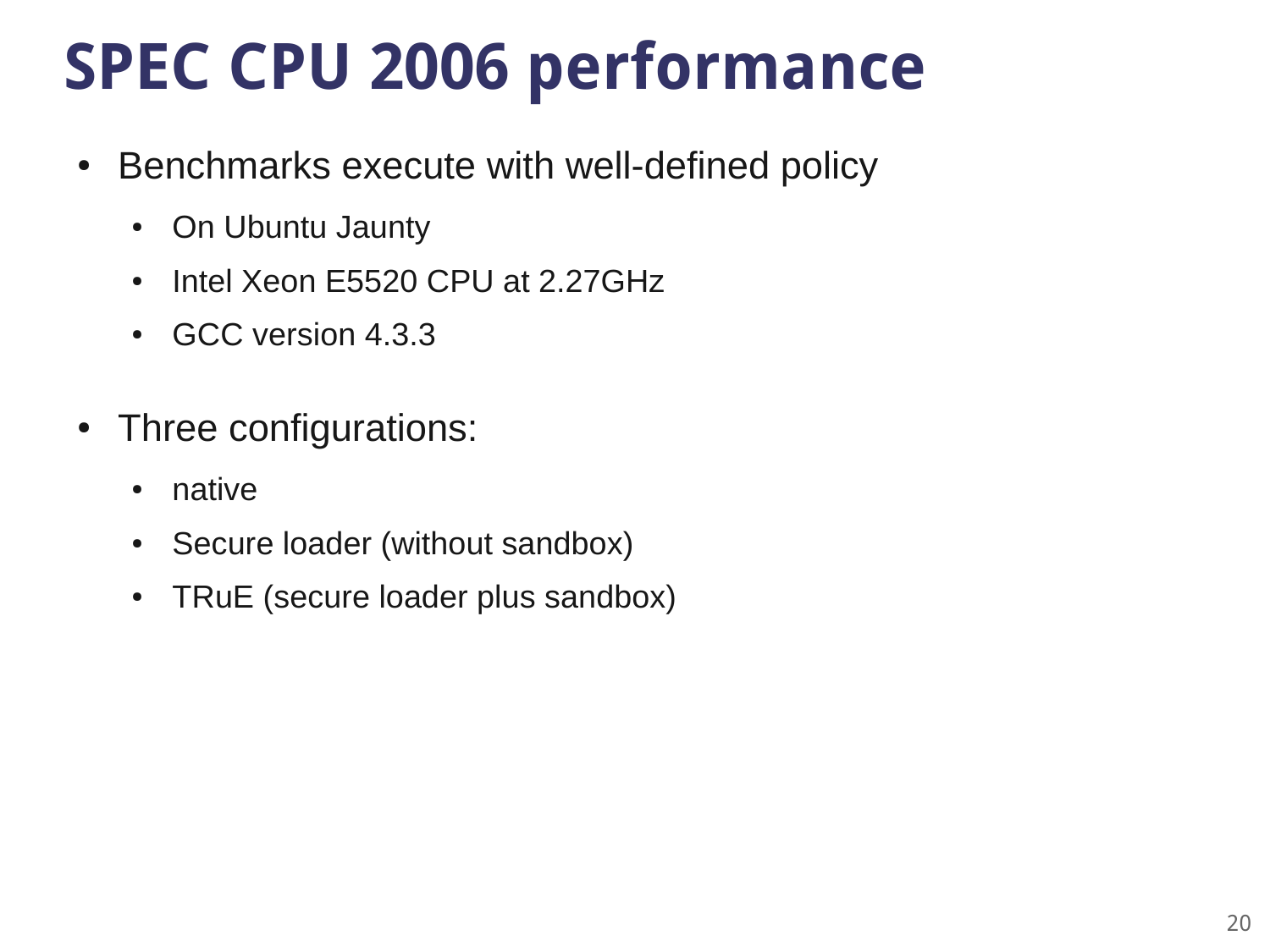# SPEC CPU 2006 performance

- Benchmarks execute with well-defined policy
  - On Ubuntu Jaunty
  - Intel Xeon E5520 CPU at 2.27GHz
  - GCC version 4.3.3
- Three configurations:
  - native
  - Secure loader (without sandbox)
  - TRuE (secure loader plus sandbox)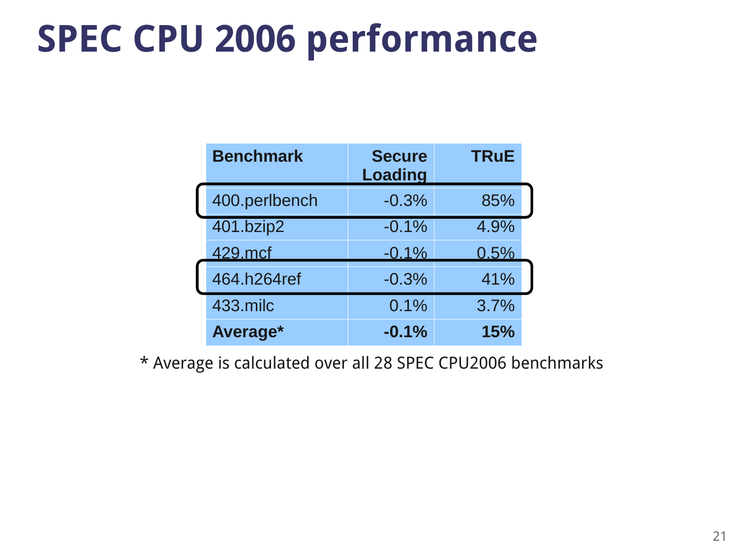# SPEC CPU 2006 performance

| Benchmark | Secure Loading | TRuE |
|---|---:|---:|
| 400.perlbench | -0.3% | 85% |
| 401.bzip2 | -0.1% | 4.9% |
| 429.mcf | -0.1% | 0.5% |
| 464.h264ref | -0.3% | 41% |
| 433.milc | 0.1% | 3.7% |
| **Average*** | **-0.1%** | **15%** |

* Average is calculated over all 28 SPEC CPU2006 benchmarks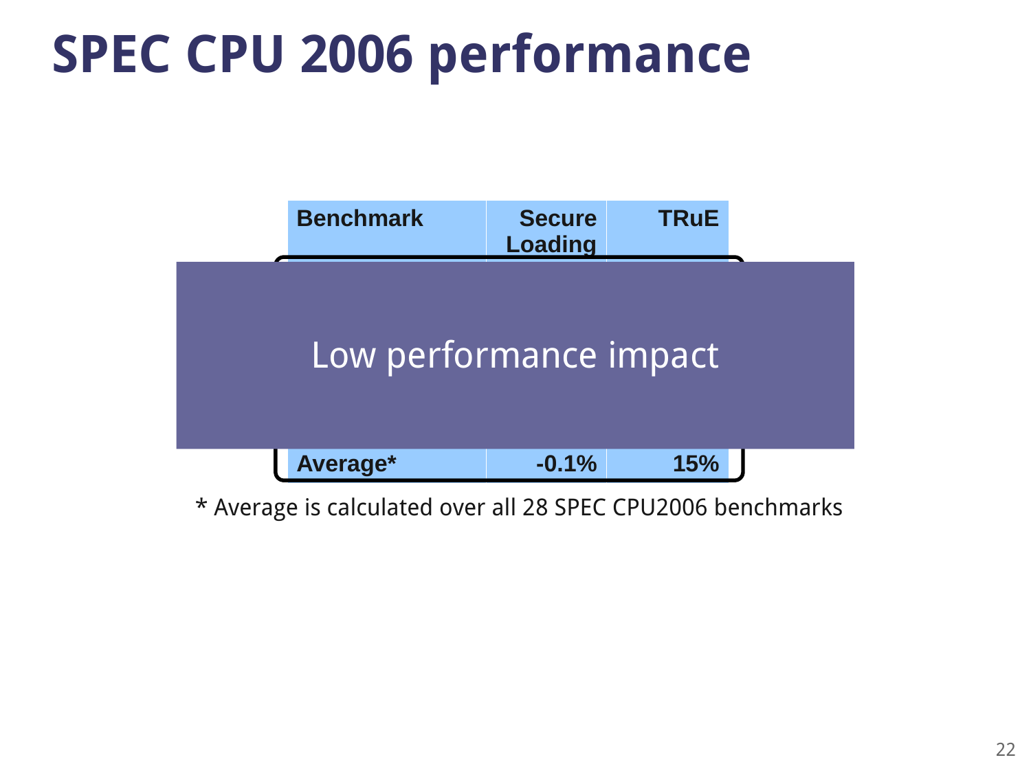# SPEC CPU 2006 performance

| Benchmark | Secure Loading | TRuE |
|---|---|---|
| Average* | -0.1% | 15% |

Low performance impact

* Average is calculated over all 28 SPEC CPU2006 benchmarks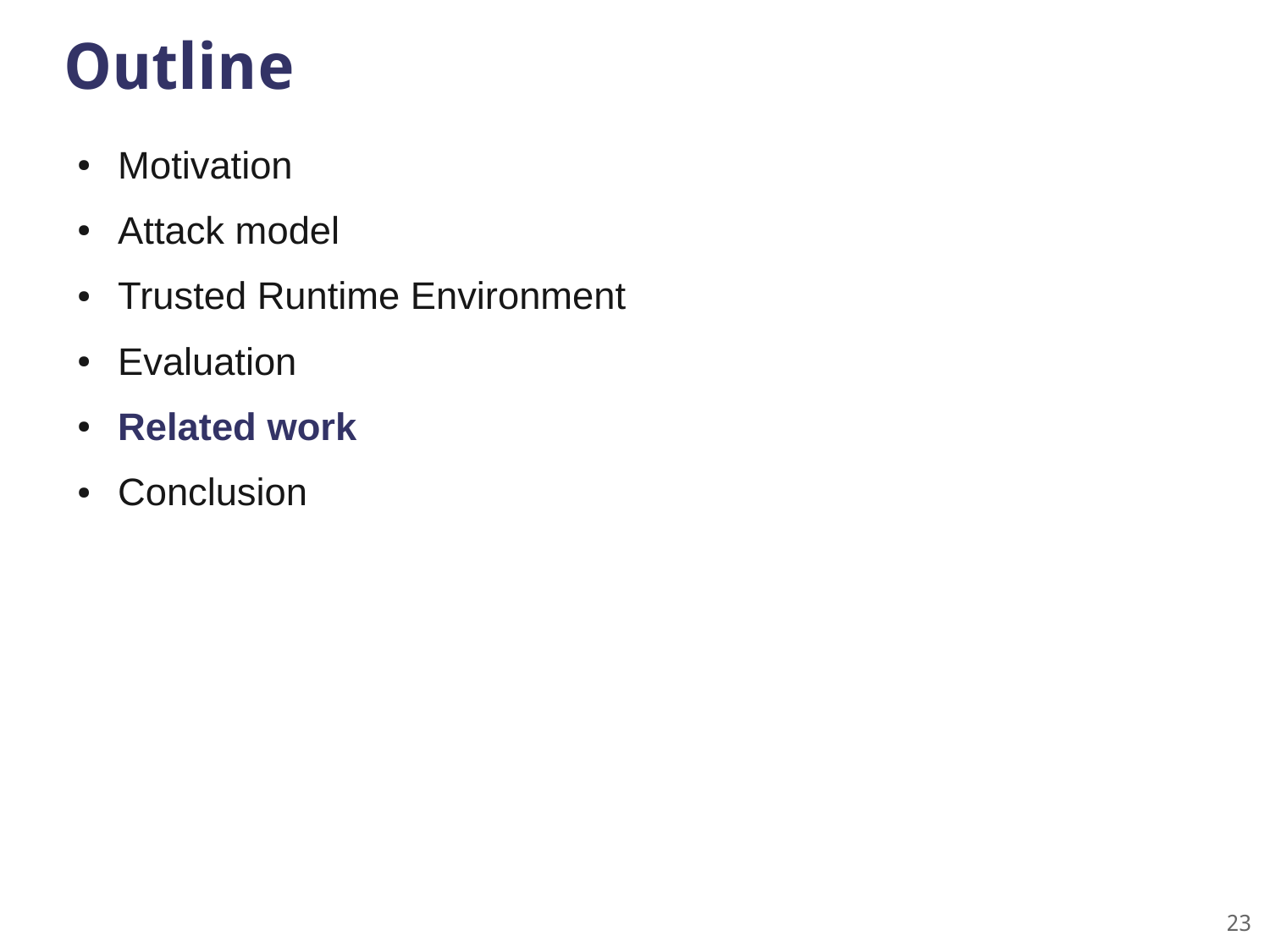# Outline

- Motivation
- Attack model
- Trusted Runtime Environment
- Evaluation
- **Related work**
- Conclusion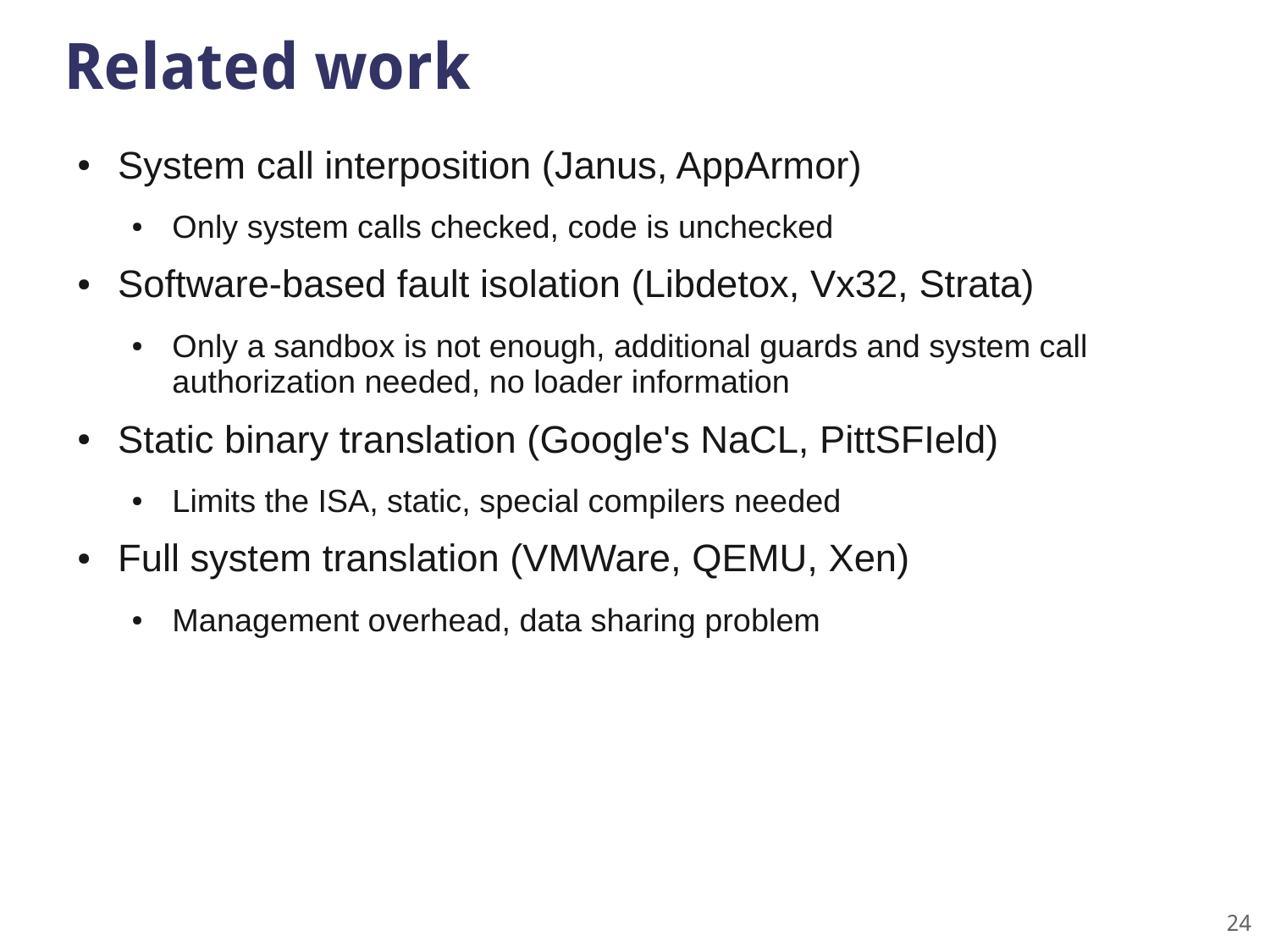# Related work

- System call interposition (Janus, AppArmor)
  - Only system calls checked, code is unchecked
- Software-based fault isolation (Libdetox, Vx32, Strata)
  - Only a sandbox is not enough, additional guards and system call authorization needed, no loader information
- Static binary translation (Google's NaCL, PittSFIeld)
  - Limits the ISA, static, special compilers needed
- Full system translation (VMWare, QEMU, Xen)
  - Management overhead, data sharing problem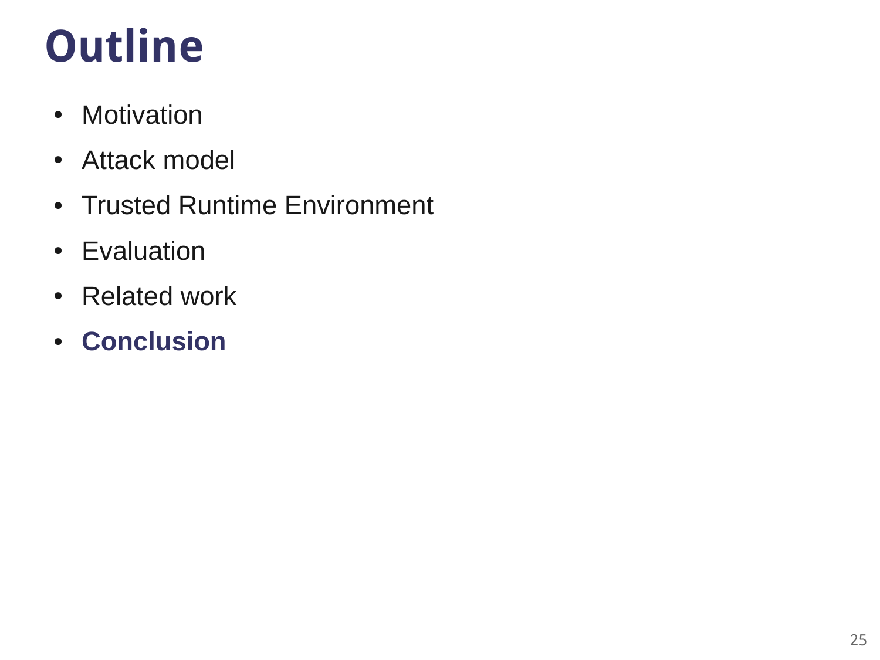# Outline

- Motivation
- Attack model
- Trusted Runtime Environment
- Evaluation
- Related work
- **Conclusion**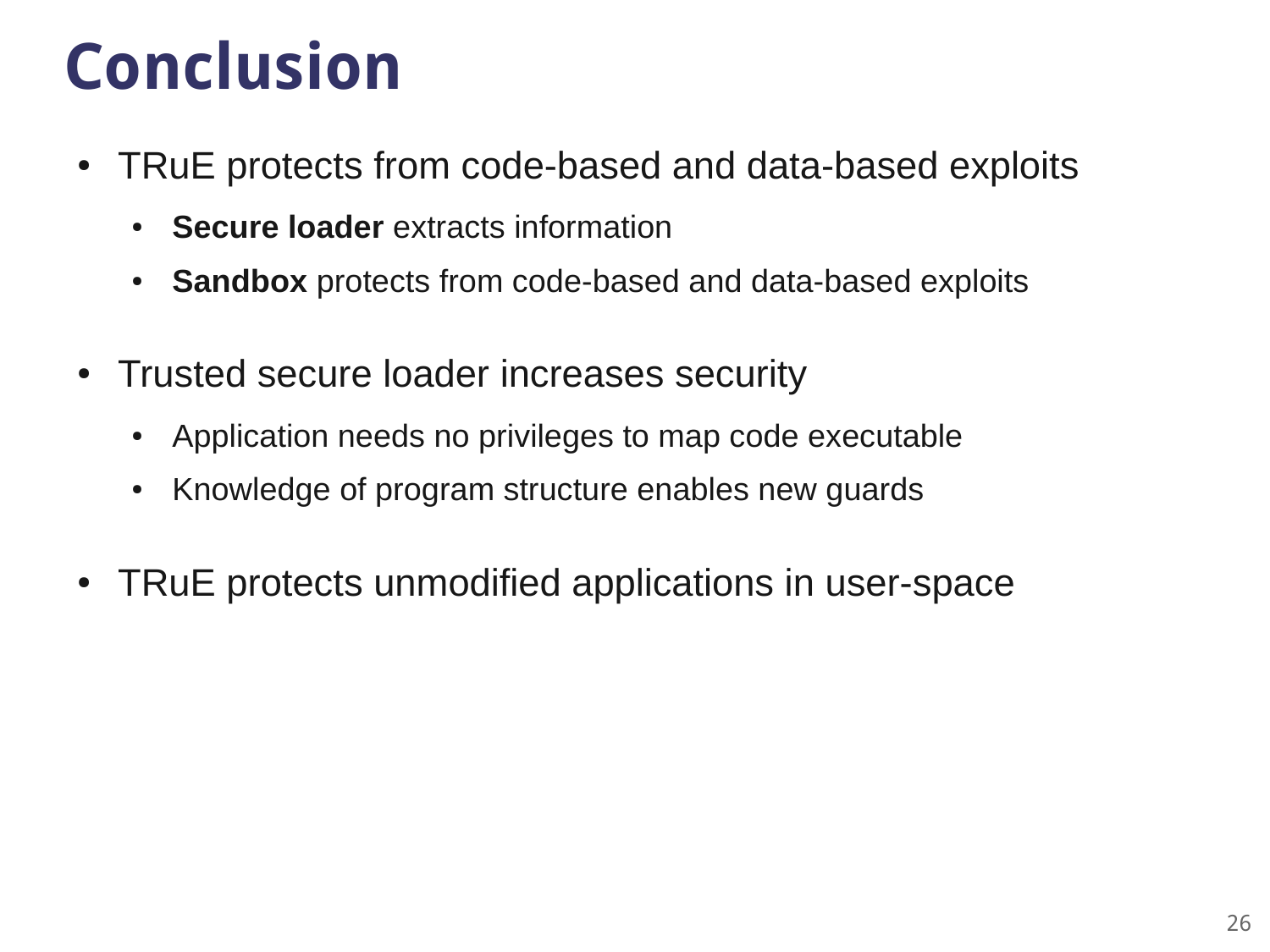# Conclusion

- TRuE protects from code-based and data-based exploits
  - **Secure loader** extracts information
  - **Sandbox** protects from code-based and data-based exploits
- Trusted secure loader increases security
  - Application needs no privileges to map code executable
  - Knowledge of program structure enables new guards
- TRuE protects unmodified applications in user-space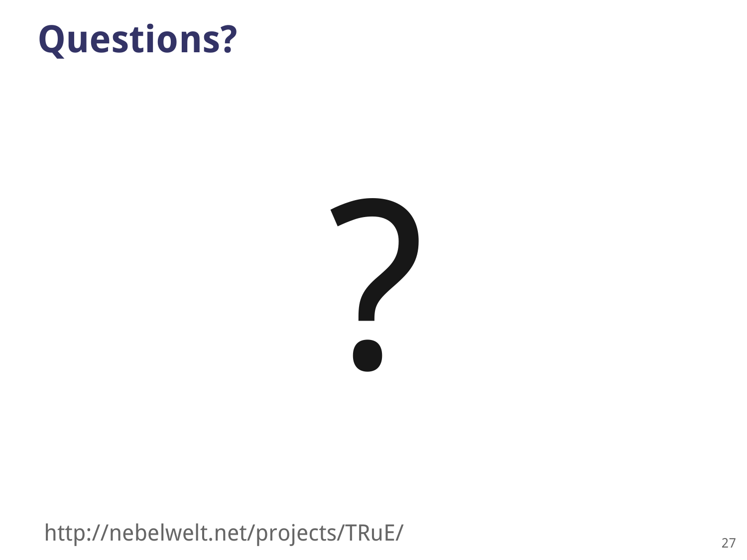# Questions?

?

http://nebelwelt.net/projects/TRuE/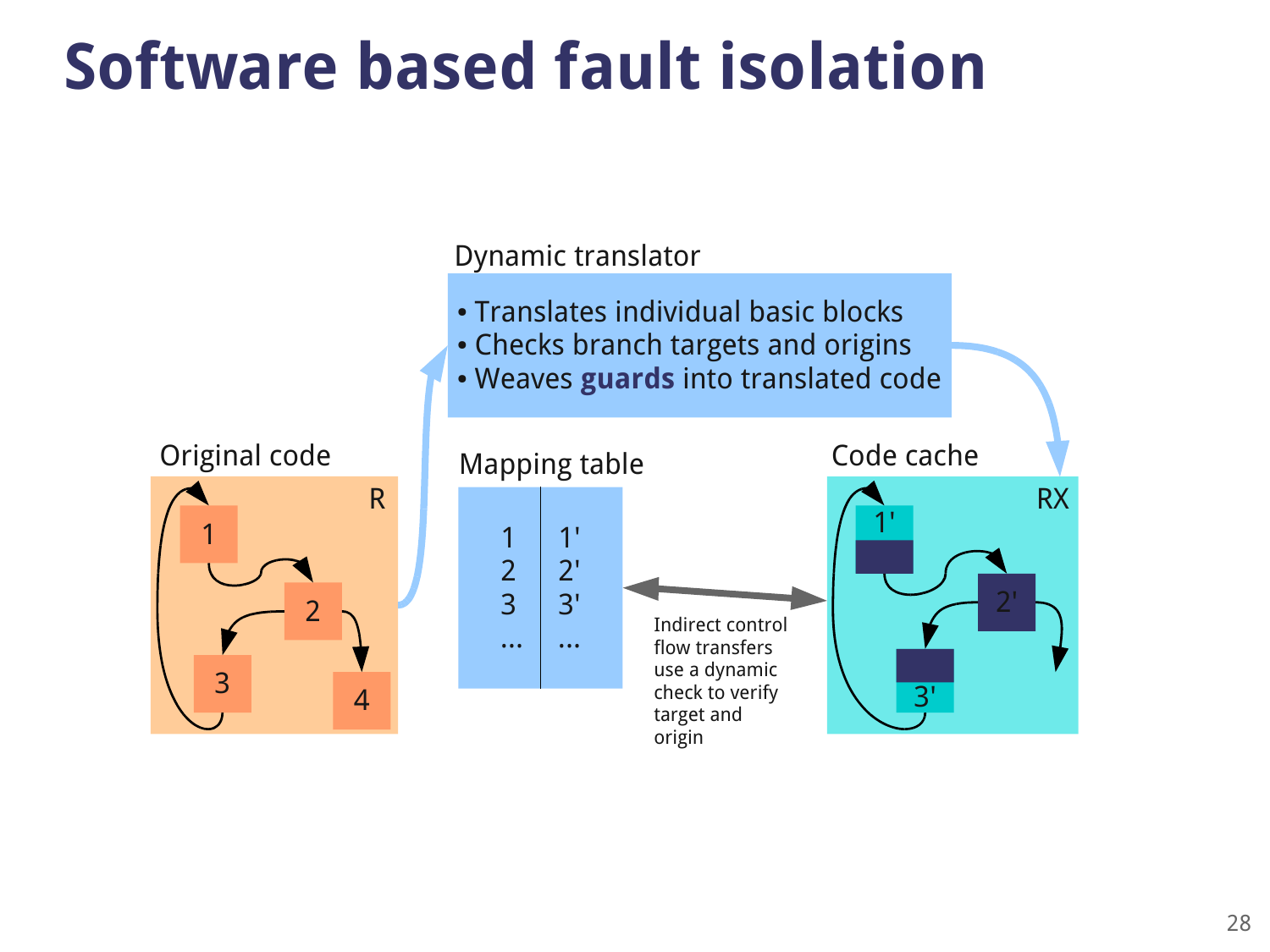# Software based fault isolation

Dynamic translator

- Translates individual basic blocks
- Checks branch targets and origins
- Weaves **guards** into translated code

Original code

R

1

2

3

4

Mapping table

| | |
|---|---|
| 1 | 1' |
| 2 | 2' |
| 3 | 3' |
| ... | ... |

Indirect control flow transfers use a dynamic check to verify target and origin

Code cache

RX

1'

2'

3'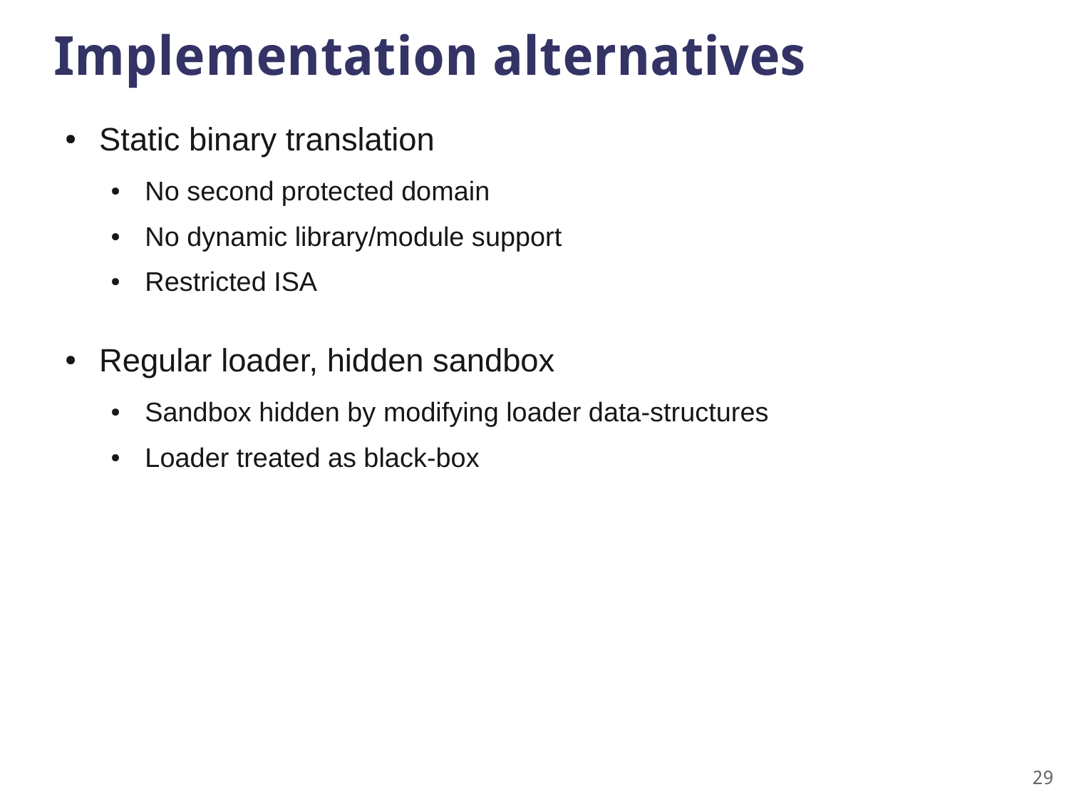# Implementation alternatives

- Static binary translation
  - No second protected domain
  - No dynamic library/module support
  - Restricted ISA

- Regular loader, hidden sandbox
  - Sandbox hidden by modifying loader data-structures
  - Loader treated as black-box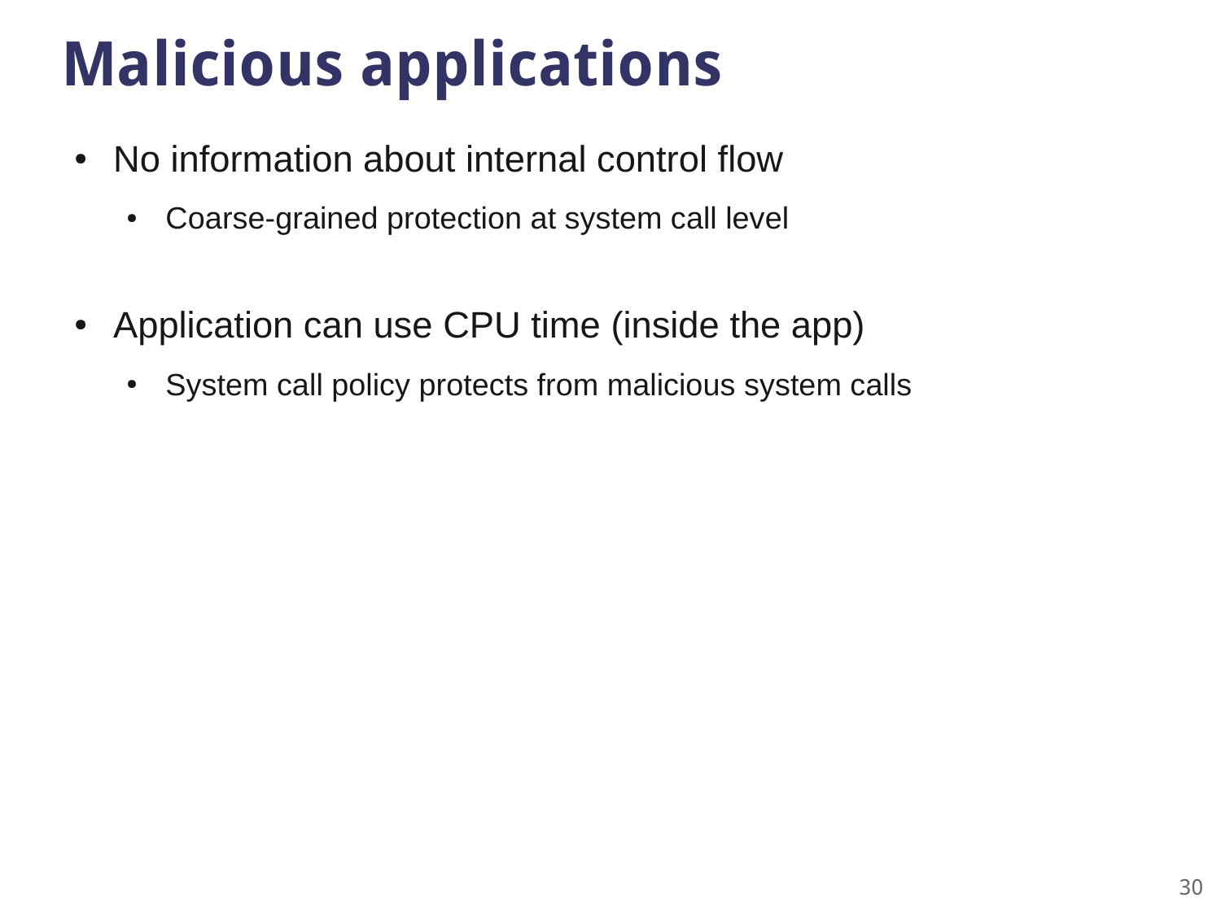# Malicious applications

- No information about internal control flow
  - Coarse-grained protection at system call level

- Application can use CPU time (inside the app)
  - System call policy protects from malicious system calls